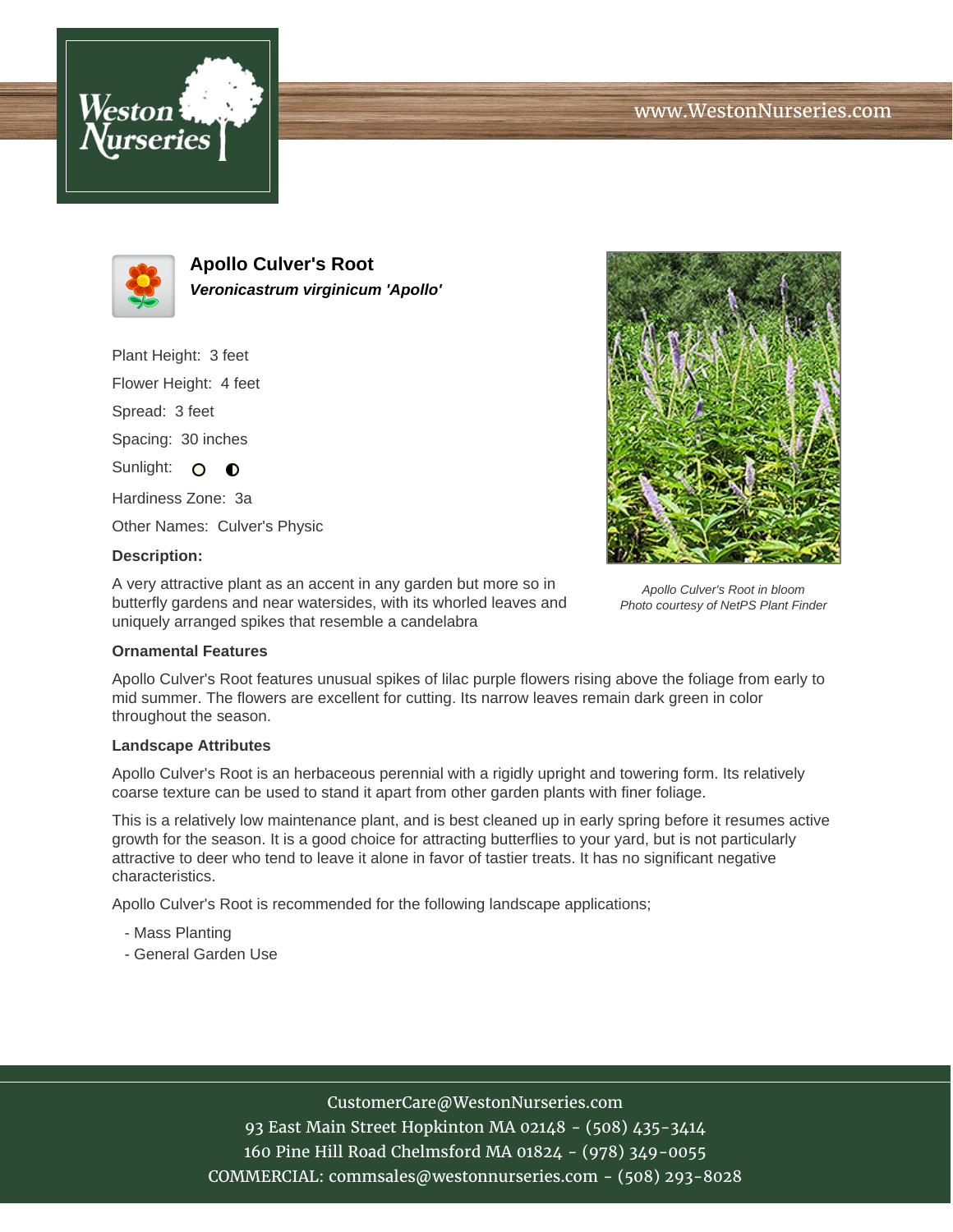# Apollo Culver's Root

***Veronicastrum virginicum 'Apollo'***

Plant Height: 3 feet

Flower Height: 4 feet

Spread: 3 feet

Spacing: 30 inches

Sunlight:

Hardiness Zone: 3a

Other Names: Culver's Physic

**Description:**

A very attractive plant as an accent in any garden but more so in butterfly gardens and near watersides, with its whorled leaves and uniquely arranged spikes that resemble a candelabra

*Apollo Culver's Root in bloom*
*Photo courtesy of NetPS Plant Finder*

### Ornamental Features

Apollo Culver's Root features unusual spikes of lilac purple flowers rising above the foliage from early to mid summer. The flowers are excellent for cutting. Its narrow leaves remain dark green in color throughout the season.

### Landscape Attributes

Apollo Culver's Root is an herbaceous perennial with a rigidly upright and towering form. Its relatively coarse texture can be used to stand it apart from other garden plants with finer foliage.

This is a relatively low maintenance plant, and is best cleaned up in early spring before it resumes active growth for the season. It is a good choice for attracting butterflies to your yard, but is not particularly attractive to deer who tend to leave it alone in favor of tastier treats. It has no significant negative characteristics.

Apollo Culver's Root is recommended for the following landscape applications;

- Mass Planting
- General Garden Use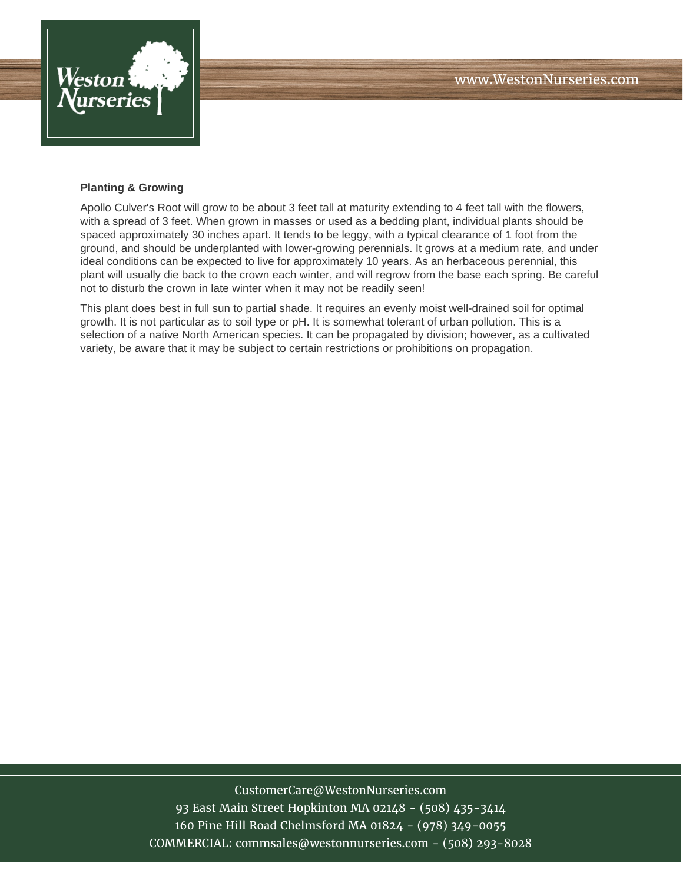### Planting & Growing

Apollo Culver's Root will grow to be about 3 feet tall at maturity extending to 4 feet tall with the flowers, with a spread of 3 feet. When grown in masses or used as a bedding plant, individual plants should be spaced approximately 30 inches apart. It tends to be leggy, with a typical clearance of 1 foot from the ground, and should be underplanted with lower-growing perennials. It grows at a medium rate, and under ideal conditions can be expected to live for approximately 10 years. As an herbaceous perennial, this plant will usually die back to the crown each winter, and will regrow from the base each spring. Be careful not to disturb the crown in late winter when it may not be readily seen!

This plant does best in full sun to partial shade. It requires an evenly moist well-drained soil for optimal growth. It is not particular as to soil type or pH. It is somewhat tolerant of urban pollution. This is a selection of a native North American species. It can be propagated by division; however, as a cultivated variety, be aware that it may be subject to certain restrictions or prohibitions on propagation.